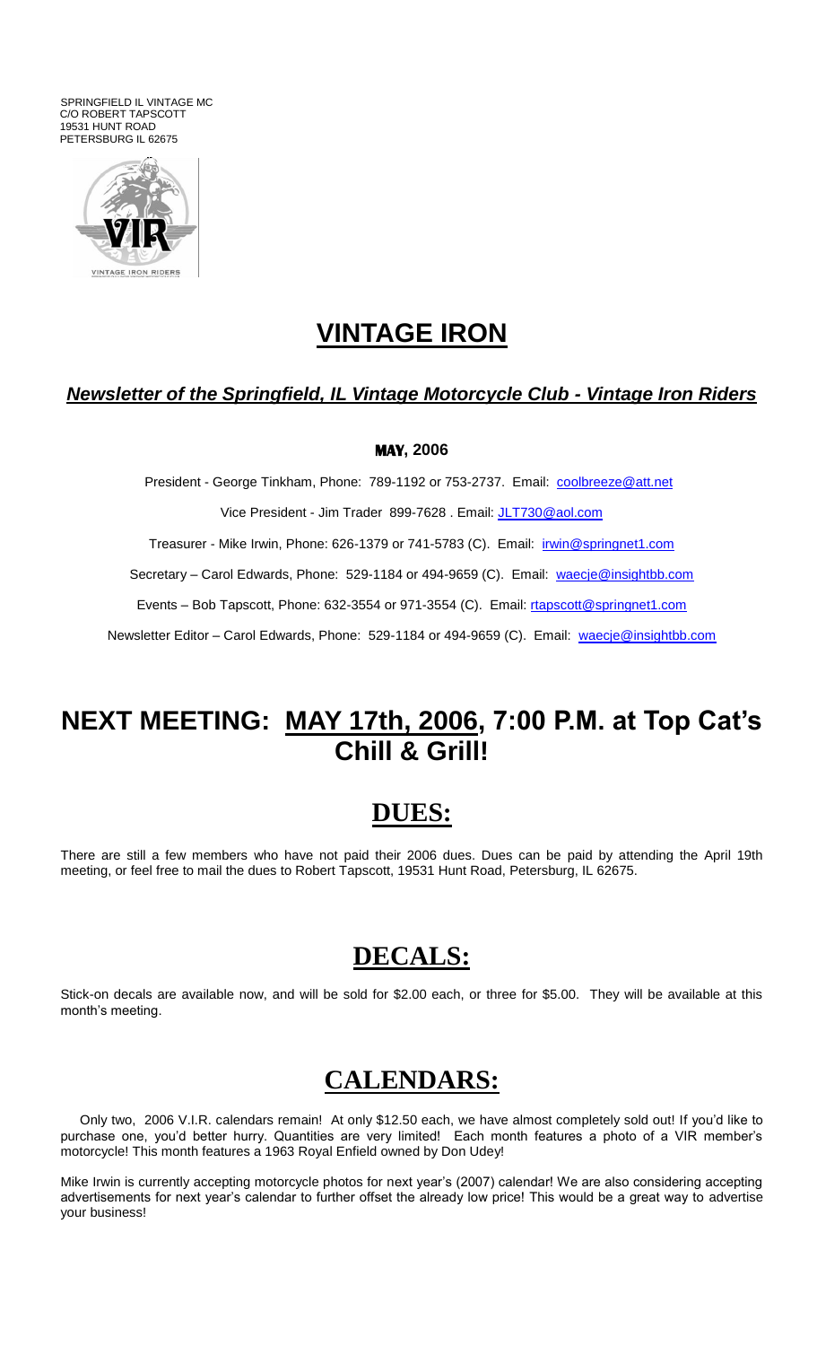SPRINGFIELD IL VINTAGE MC
C/O ROBERT TAPSCOTT
19531 HUNT ROAD
PETERSBURG IL 62675

# VINTAGE IRON

### *Newsletter of the Springfield, IL Vintage Motorcycle Club - Vintage Iron Riders*

**MAY, 2006**

President - George Tinkham, Phone: 789-1192 or 753-2737. Email: coolbreeze@att.net

Vice President - Jim Trader 899-7628 . Email: JLT730@aol.com

Treasurer - Mike Irwin, Phone: 626-1379 or 741-5783 (C). Email: irwin@springnet1.com

Secretary – Carol Edwards, Phone: 529-1184 or 494-9659 (C). Email: waecje@insightbb.com

Events – Bob Tapscott, Phone: 632-3554 or 971-3554 (C). Email: rtapscott@springnet1.com

Newsletter Editor – Carol Edwards, Phone: 529-1184 or 494-9659 (C). Email: waecje@insightbb.com

# NEXT MEETING: MAY 17th, 2006, 7:00 P.M. at Top Cat's Chill & Grill!

## DUES:

There are still a few members who have not paid their 2006 dues. Dues can be paid by attending the April 19th meeting, or feel free to mail the dues to Robert Tapscott, 19531 Hunt Road, Petersburg, IL 62675.

## DECALS:

Stick-on decals are available now, and will be sold for $2.00 each, or three for $5.00. They will be available at this month's meeting.

## CALENDARS:

Only two, 2006 V.I.R. calendars remain! At only $12.50 each, we have almost completely sold out! If you'd like to purchase one, you'd better hurry. Quantities are very limited! Each month features a photo of a VIR member's motorcycle! This month features a 1963 Royal Enfield owned by Don Udey!

Mike Irwin is currently accepting motorcycle photos for next year's (2007) calendar! We are also considering accepting advertisements for next year's calendar to further offset the already low price! This would be a great way to advertise your business!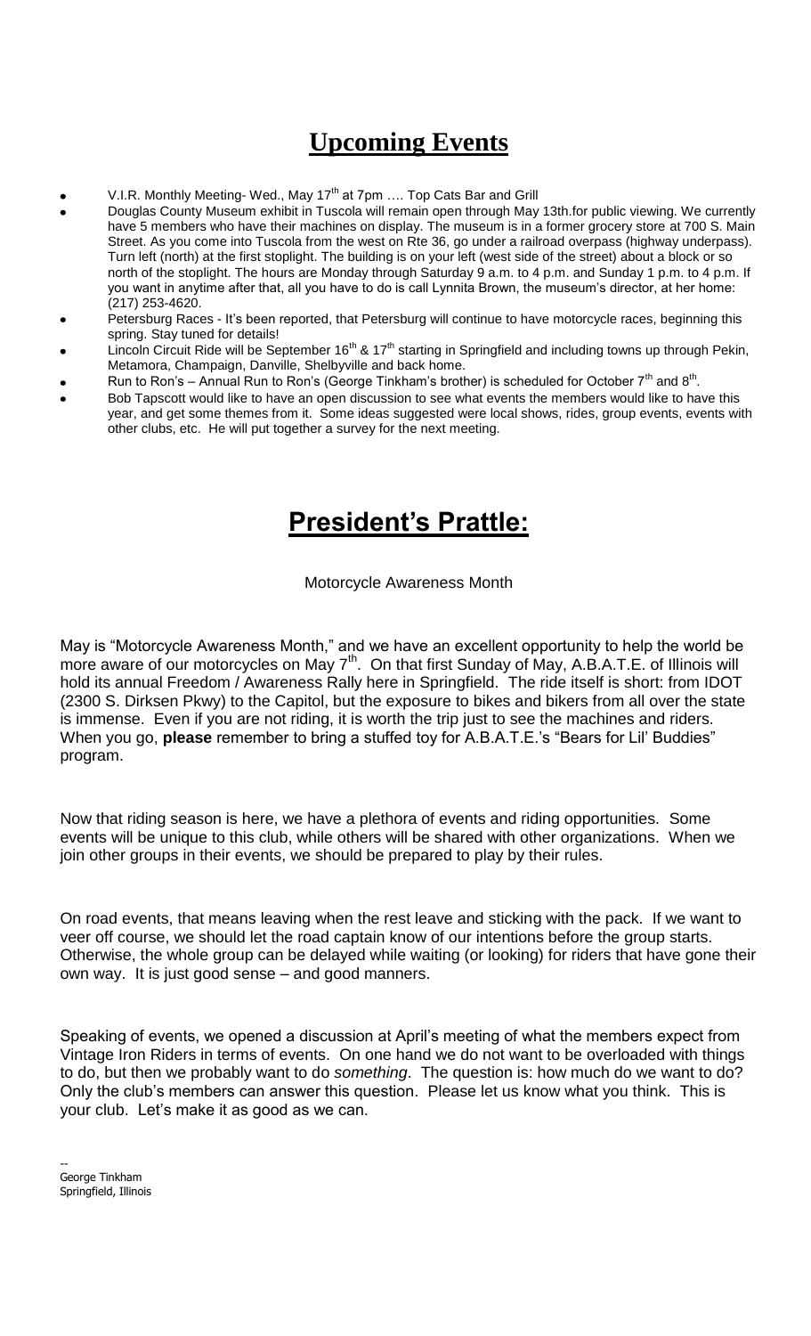# Upcoming Events

- V.I.R. Monthly Meeting- Wed., May 17th at 7pm …. Top Cats Bar and Grill
- Douglas County Museum exhibit in Tuscola will remain open through May 13th.for public viewing. We currently have 5 members who have their machines on display. The museum is in a former grocery store at 700 S. Main Street. As you come into Tuscola from the west on Rte 36, go under a railroad overpass (highway underpass). Turn left (north) at the first stoplight. The building is on your left (west side of the street) about a block or so north of the stoplight. The hours are Monday through Saturday 9 a.m. to 4 p.m. and Sunday 1 p.m. to 4 p.m. If you want in anytime after that, all you have to do is call Lynnita Brown, the museum's director, at her home: (217) 253-4620.
- Petersburg Races - It's been reported, that Petersburg will continue to have motorcycle races, beginning this spring. Stay tuned for details!
- Lincoln Circuit Ride will be September 16th & 17th starting in Springfield and including towns up through Pekin, Metamora, Champaign, Danville, Shelbyville and back home.
- Run to Ron's – Annual Run to Ron's (George Tinkham's brother) is scheduled for October 7th and 8th.
- Bob Tapscott would like to have an open discussion to see what events the members would like to have this year, and get some themes from it. Some ideas suggested were local shows, rides, group events, events with other clubs, etc. He will put together a survey for the next meeting.

# President's Prattle:

Motorcycle Awareness Month

May is "Motorcycle Awareness Month," and we have an excellent opportunity to help the world be more aware of our motorcycles on May 7th. On that first Sunday of May, A.B.A.T.E. of Illinois will hold its annual Freedom / Awareness Rally here in Springfield. The ride itself is short: from IDOT (2300 S. Dirksen Pkwy) to the Capitol, but the exposure to bikes and bikers from all over the state is immense. Even if you are not riding, it is worth the trip just to see the machines and riders. When you go, **please** remember to bring a stuffed toy for A.B.A.T.E.'s "Bears for Lil' Buddies" program.

Now that riding season is here, we have a plethora of events and riding opportunities. Some events will be unique to this club, while others will be shared with other organizations. When we join other groups in their events, we should be prepared to play by their rules.

On road events, that means leaving when the rest leave and sticking with the pack. If we want to veer off course, we should let the road captain know of our intentions before the group starts. Otherwise, the whole group can be delayed while waiting (or looking) for riders that have gone their own way. It is just good sense – and good manners.

Speaking of events, we opened a discussion at April's meeting of what the members expect from Vintage Iron Riders in terms of events. On one hand we do not want to be overloaded with things to do, but then we probably want to do *something*. The question is: how much do we want to do? Only the club's members can answer this question. Please let us know what you think. This is your club. Let's make it as good as we can.

--
George Tinkham
Springfield, Illinois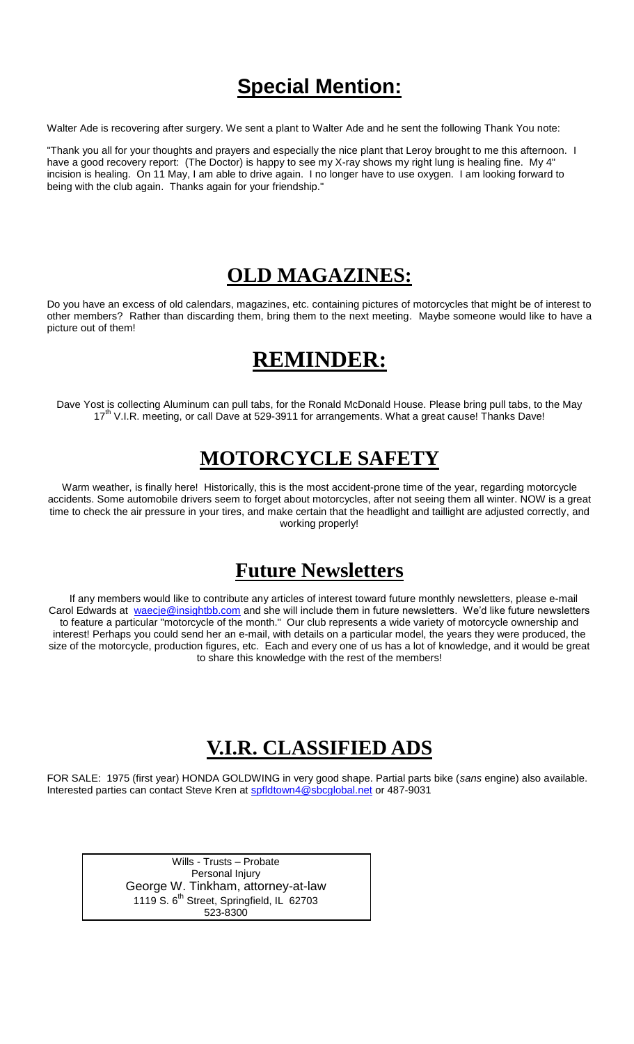## **Special Mention:**

Walter Ade is recovering after surgery. We sent a plant to Walter Ade and he sent the following Thank You note:

"Thank you all for your thoughts and prayers and especially the nice plant that Leroy brought to me this afternoon. I have a good recovery report: (The Doctor) is happy to see my X-ray shows my right lung is healing fine. My 4" incision is healing. On 11 May, I am able to drive again. I no longer have to use oxygen. I am looking forward to being with the club again. Thanks again for your friendship."

## **OLD MAGAZINES:**

Do you have an excess of old calendars, magazines, etc. containing pictures of motorcycles that might be of interest to other members? Rather than discarding them, bring them to the next meeting. Maybe someone would like to have a picture out of them!

## **REMINDER:**

Dave Yost is collecting Aluminum can pull tabs, for the Ronald McDonald House. Please bring pull tabs, to the May 17th V.I.R. meeting, or call Dave at 529-3911 for arrangements. What a great cause! Thanks Dave!

## **MOTORCYCLE SAFETY**

Warm weather, is finally here! Historically, this is the most accident-prone time of the year, regarding motorcycle accidents. Some automobile drivers seem to forget about motorcycles, after not seeing them all winter. NOW is a great time to check the air pressure in your tires, and make certain that the headlight and taillight are adjusted correctly, and working properly!

## **Future Newsletters**

If any members would like to contribute any articles of interest toward future monthly newsletters, please e-mail Carol Edwards at waecje@insightbb.com and she will include them in future newsletters. We'd like future newsletters to feature a particular "motorcycle of the month." Our club represents a wide variety of motorcycle ownership and interest! Perhaps you could send her an e-mail, with details on a particular model, the years they were produced, the size of the motorcycle, production figures, etc. Each and every one of us has a lot of knowledge, and it would be great to share this knowledge with the rest of the members!

## **V.I.R. CLASSIFIED ADS**

FOR SALE: 1975 (first year) HONDA GOLDWING in very good shape. Partial parts bike (*sans* engine) also available. Interested parties can contact Steve Kren at spfldtown4@sbcglobal.net or 487-9031

Wills - Trusts – Probate
Personal Injury
George W. Tinkham, attorney-at-law
1119 S. 6th Street, Springfield, IL 62703
523-8300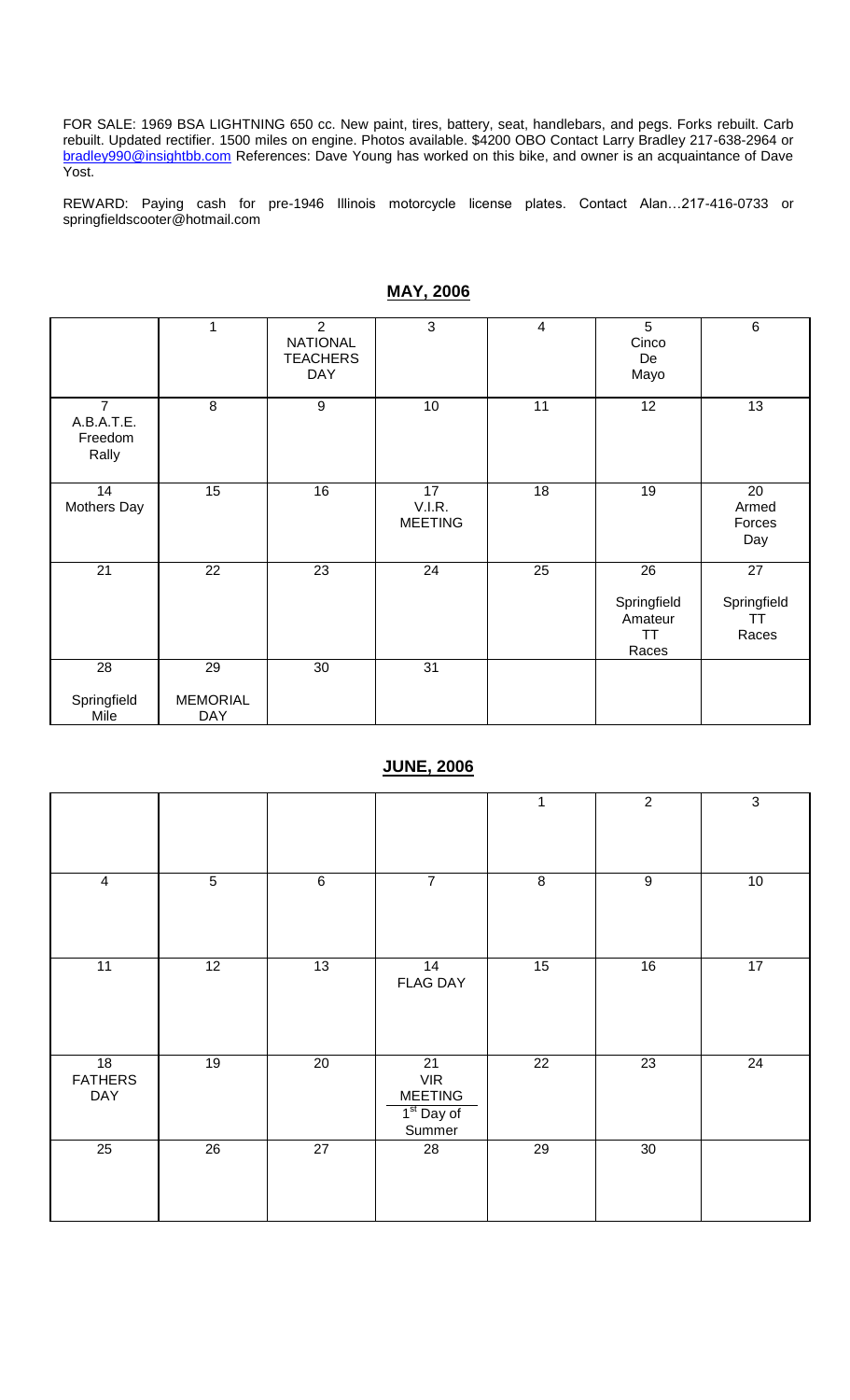FOR SALE: 1969 BSA LIGHTNING 650 cc. New paint, tires, battery, seat, handlebars, and pegs. Forks rebuilt. Carb rebuilt. Updated rectifier. 1500 miles on engine. Photos available. $4200 OBO Contact Larry Bradley 217-638-2964 or bradley990@insightbb.com References: Dave Young has worked on this bike, and owner is an acquaintance of Dave Yost.

REWARD: Paying cash for pre-1946 Illinois motorcycle license plates. Contact Alan…217-416-0733 or springfieldscooter@hotmail.com

## MAY, 2006

| | | | | | | |
|---|---|---|---|---|---|---|
| | 1 | 2 NATIONAL TEACHERS DAY | 3 | 4 | 5 Cinco De Mayo | 6 |
| 7 A.B.A.T.E. Freedom Rally | 8 | 9 | 10 | 11 | 12 | 13 |
| 14 Mothers Day | 15 | 16 | 17 V.I.R. MEETING | 18 | 19 | 20 Armed Forces Day |
| 21 | 22 | 23 | 24 | 25 | 26 Springfield Amateur TT Races | 27 Springfield TT Races |
| 28 Springfield Mile | 29 MEMORIAL DAY | 30 | 31 | | | |

## JUNE, 2006

| | | | | | | |
|---|---|---|---|---|---|---|
| | | | | 1 | 2 | 3 |
| 4 | 5 | 6 | 7 | 8 | 9 | 10 |
| 11 | 12 | 13 | 14 FLAG DAY | 15 | 16 | 17 |
| 18 FATHERS DAY | 19 | 20 | 21 VIR MEETING 1st Day of Summer | 22 | 23 | 24 |
| 25 | 26 | 27 | 28 | 29 | 30 | |